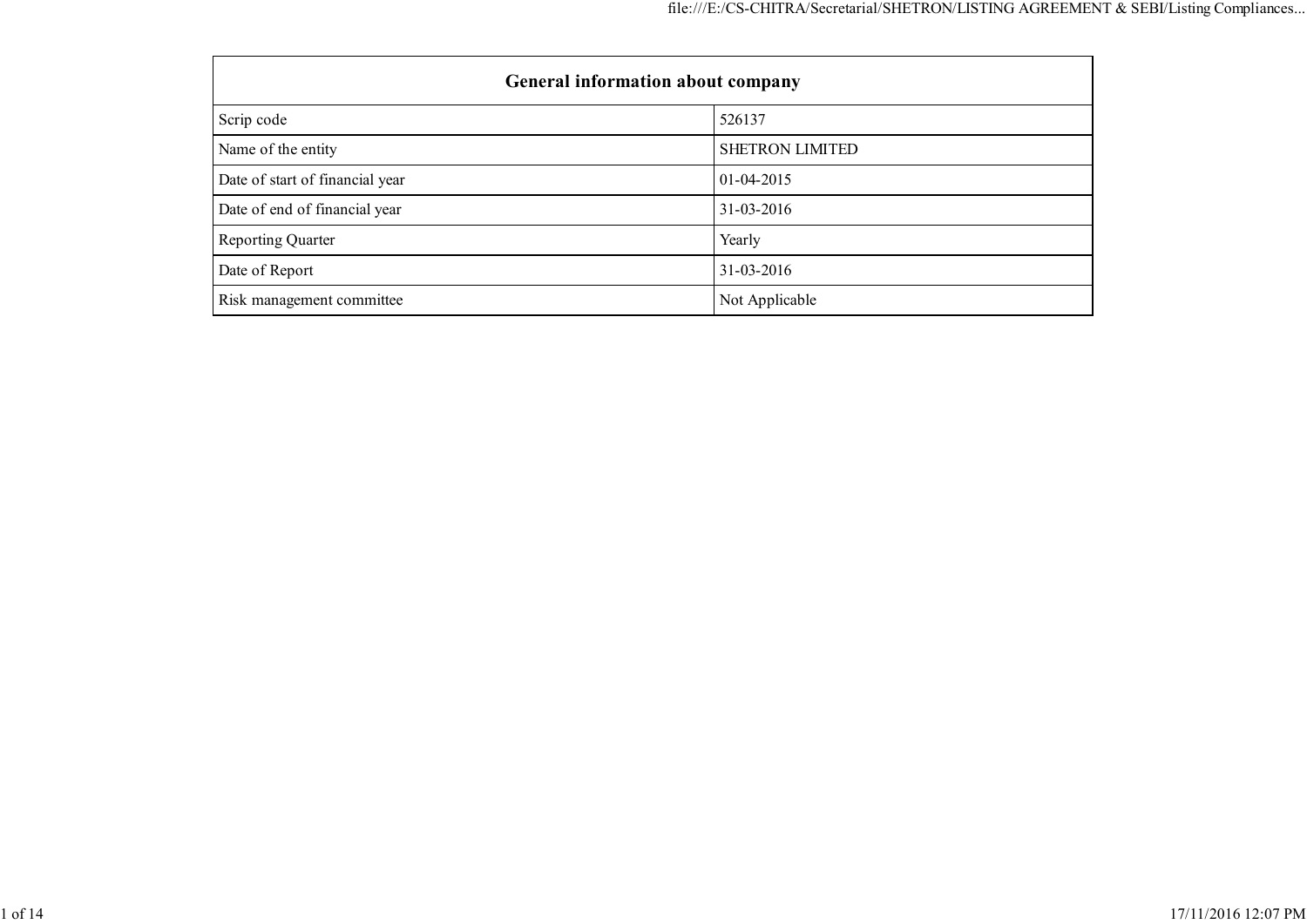| General information about company | |
|---|---|
| Scrip code | 526137 |
| Name of the entity | SHETRON LIMITED |
| Date of start of financial year | 01-04-2015 |
| Date of end of financial year | 31-03-2016 |
| Reporting Quarter | Yearly |
| Date of Report | 31-03-2016 |
| Risk management committee | Not Applicable |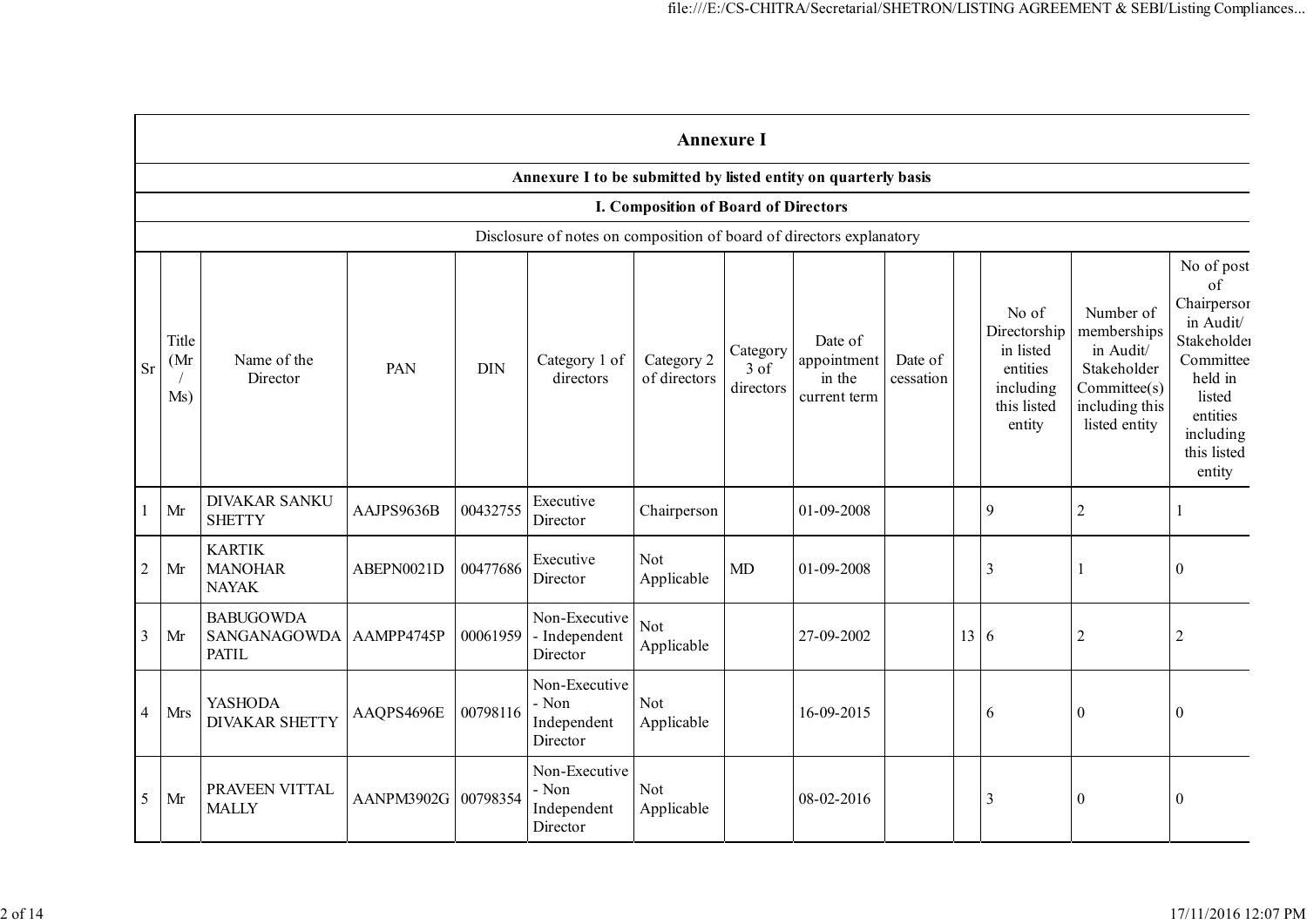## Annexure I

### Annexure I to be submitted by listed entity on quarterly basis

### I. Composition of Board of Directors

Disclosure of notes on composition of board of directors explanatory

| Sr | Title (Mr / Ms) | Name of the Director | PAN | DIN | Category 1 of directors | Category 2 of directors | Category 3 of directors | Date of appointment in the current term | Date of cessation | | No of Directorship in listed entities including this listed entity | Number of memberships in Audit/ Stakeholder Committee(s) including this listed entity | No of post of Chairperson in Audit/ Stakeholder Committee held in listed entities including this listed entity |
|---|---|---|---|---|---|---|---|---|---|---|---|---|---|
| 1 | Mr | DIVAKAR SANKU SHETTY | AAJPS9636B | 00432755 | Executive Director | Chairperson | | 01-09-2008 | | | 9 | 2 | 1 |
| 2 | Mr | KARTIK MANOHAR NAYAK | ABEPN0021D | 00477686 | Executive Director | Not Applicable | MD | 01-09-2008 | | | 3 | 1 | 0 |
| 3 | Mr | BABUGOWDA SANGANAGOWDA PATIL | AAMPP4745P | 00061959 | Non-Executive - Independent Director | Not Applicable | | 27-09-2002 | | 13 | 6 | 2 | 2 |
| 4 | Mrs | YASHODA DIVAKAR SHETTY | AAQPS4696E | 00798116 | Non-Executive - Non Independent Director | Not Applicable | | 16-09-2015 | | | 6 | 0 | 0 |
| 5 | Mr | PRAVEEN VITTAL MALLY | AANPM3902G | 00798354 | Non-Executive - Non Independent Director | Not Applicable | | 08-02-2016 | | | 3 | 0 | 0 |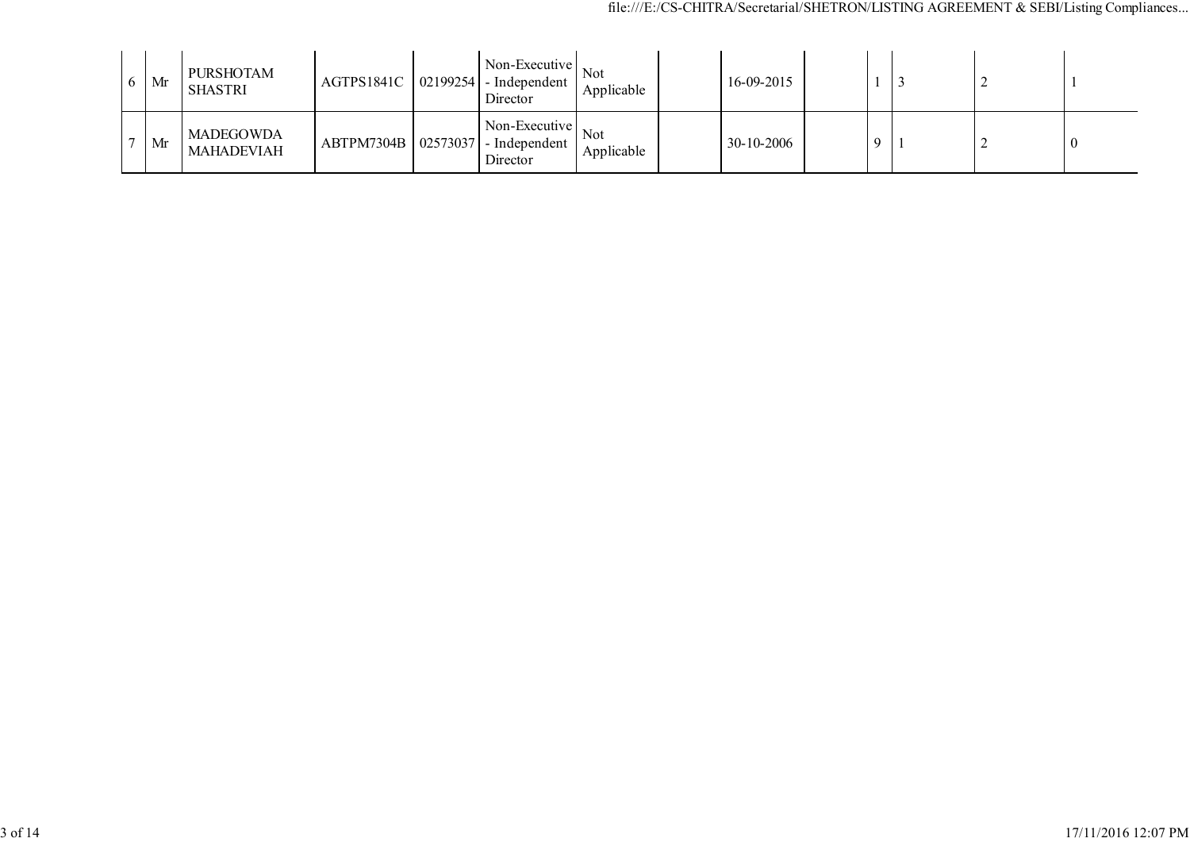| | | | | | | | | | | | | | |
|---|---|---|---|---|---|---|---|---|---|---|---|---|---|
| 6 | Mr | PURSHOTAM SHASTRI | AGTPS1841C | 02199254 | Non-Executive - Independent Director | Not Applicable | | 16-09-2015 | | 1 | 3 | 2 | 1 |
| 7 | Mr | MADEGOWDA MAHADEVIAH | ABTPM7304B | 02573037 | Non-Executive - Independent Director | Not Applicable | | 30-10-2006 | | 9 | 1 | 2 | 0 |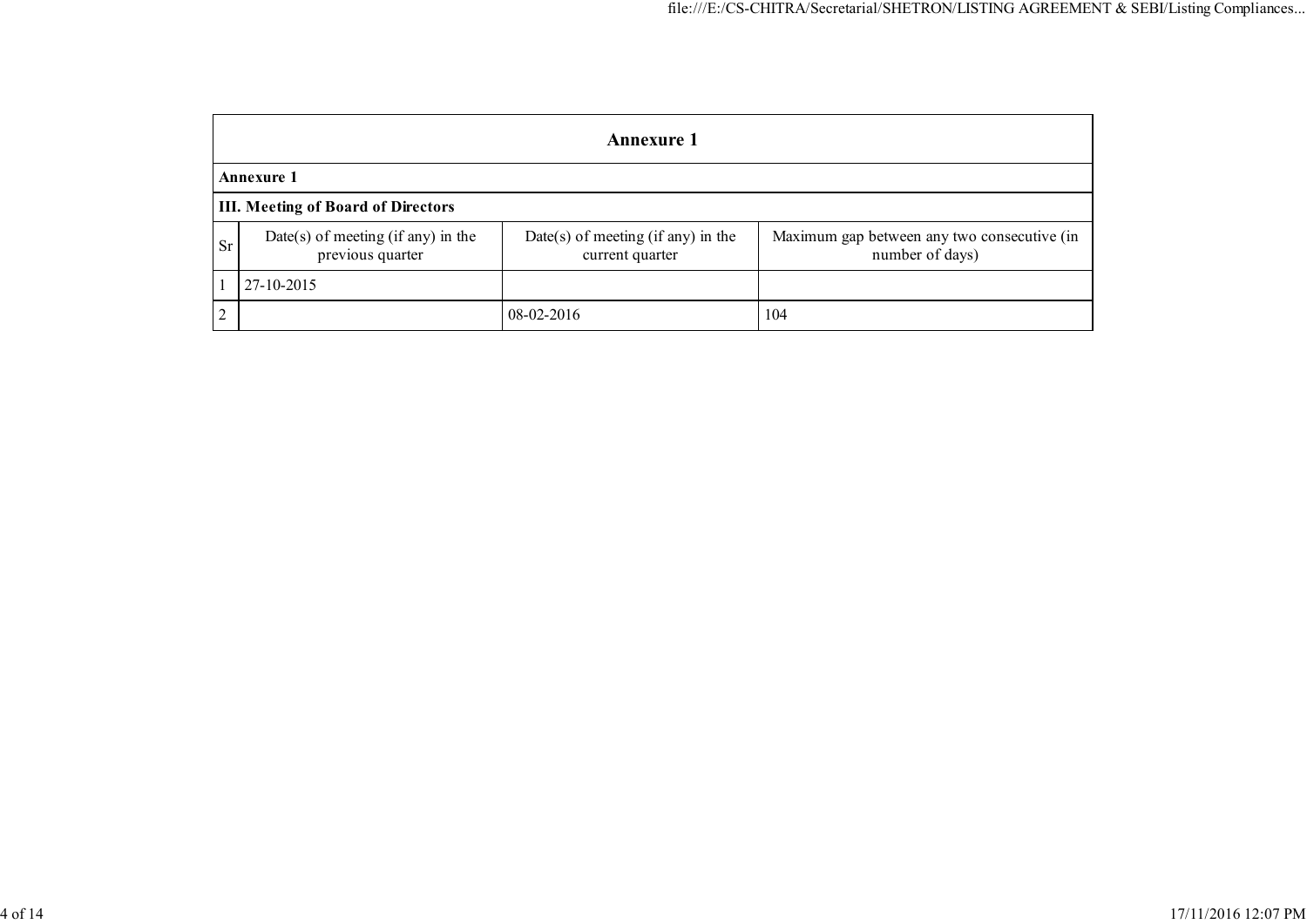## Annexure 1

**Annexure 1**

**III. Meeting of Board of Directors**

| Sr | Date(s) of meeting (if any) in the previous quarter | Date(s) of meeting (if any) in the current quarter | Maximum gap between any two consecutive (in number of days) |
|---|---|---|---|
| 1 | 27-10-2015 | | |
| 2 | | 08-02-2016 | 104 |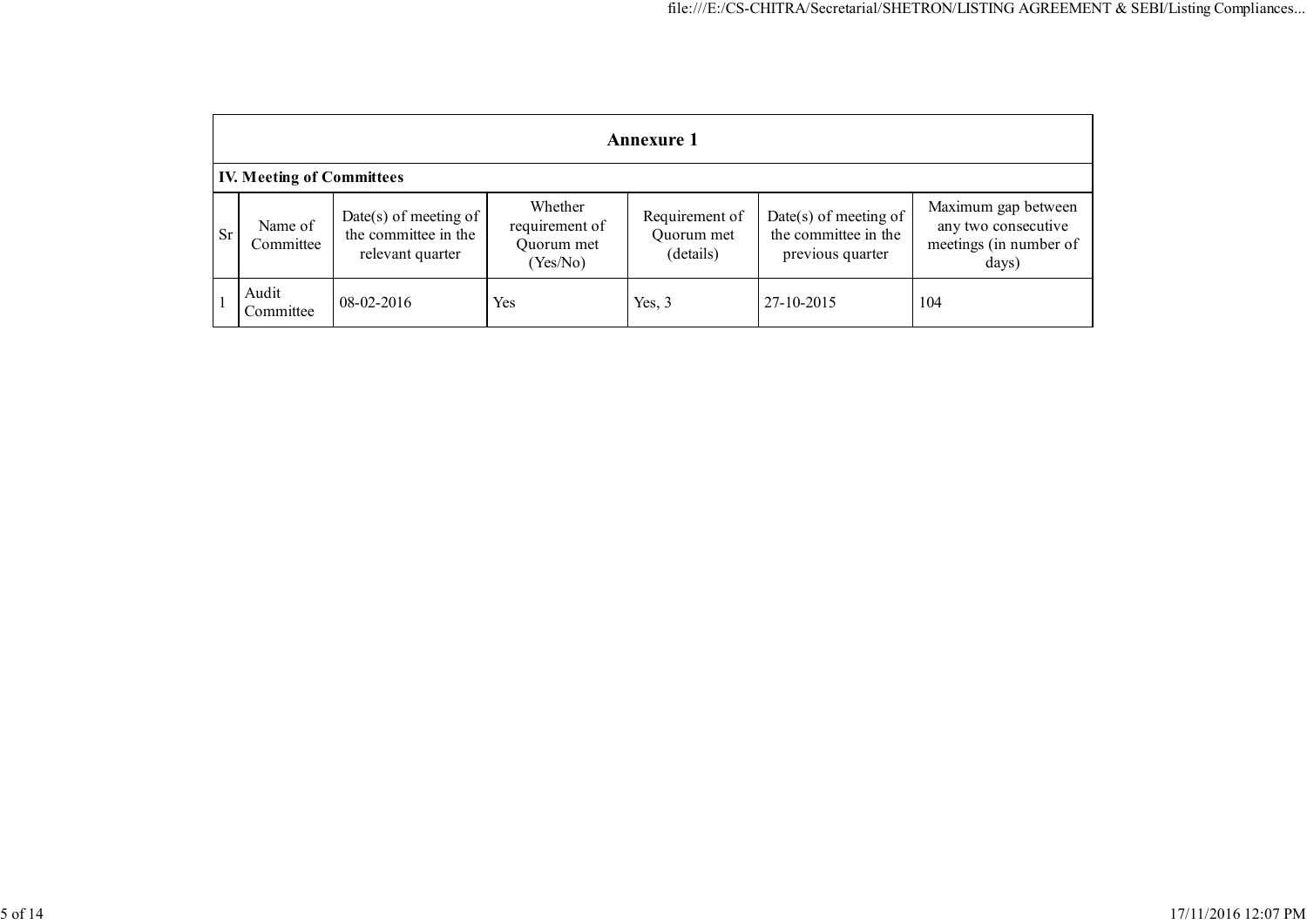## Annexure 1

### IV. Meeting of Committees

| Sr | Name of Committee | Date(s) of meeting of the committee in the relevant quarter | Whether requirement of Quorum met (Yes/No) | Requirement of Quorum met (details) | Date(s) of meeting of the committee in the previous quarter | Maximum gap between any two consecutive meetings (in number of days) |
|---|---|---|---|---|---|---|
| 1 | Audit Committee | 08-02-2016 | Yes | Yes, 3 | 27-10-2015 | 104 |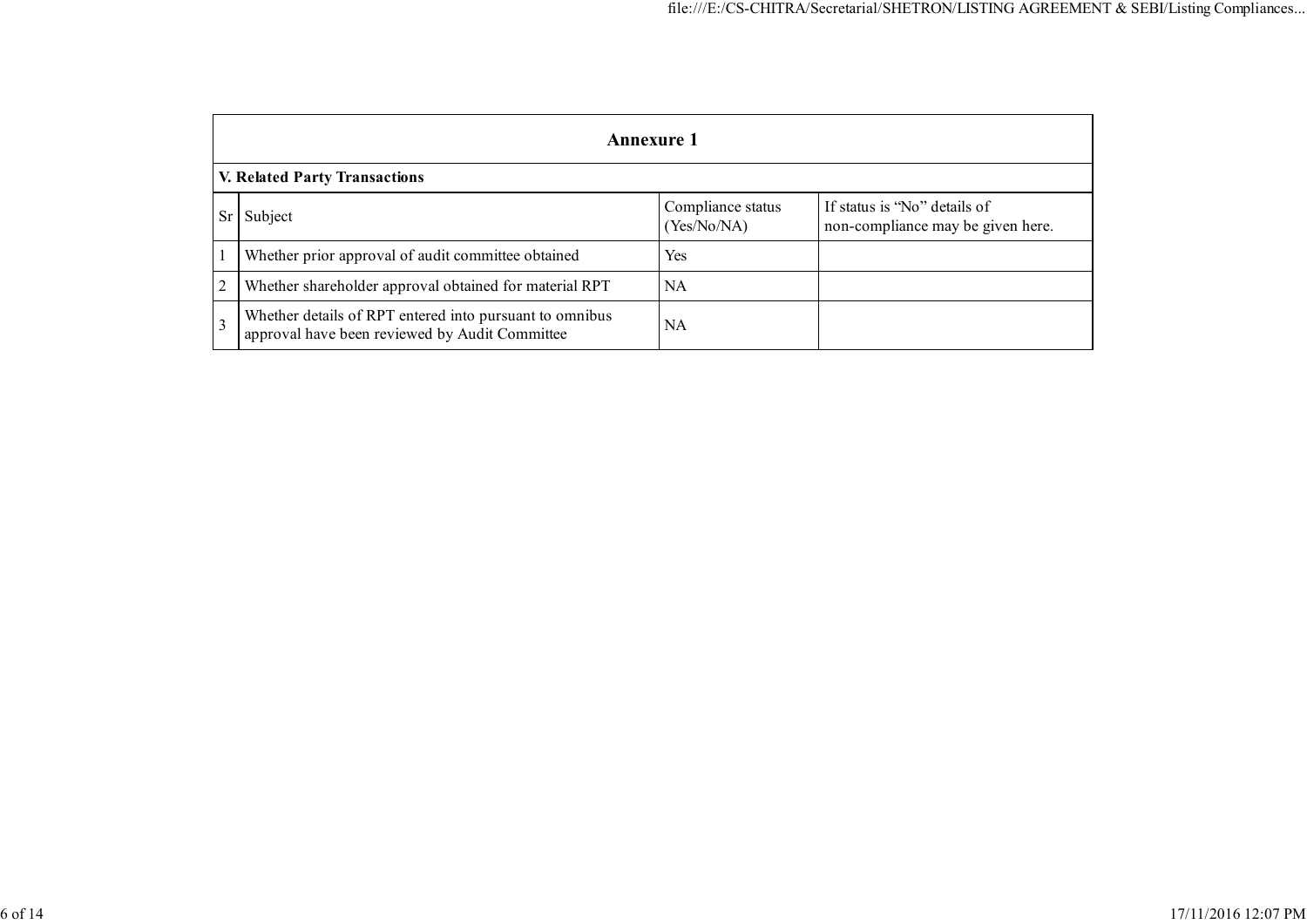## Annexure 1

### V. Related Party Transactions

| Sr | Subject | Compliance status (Yes/No/NA) | If status is "No" details of non-compliance may be given here. |
|---|---|---|---|
| 1 | Whether prior approval of audit committee obtained | Yes | |
| 2 | Whether shareholder approval obtained for material RPT | NA | |
| 3 | Whether details of RPT entered into pursuant to omnibus approval have been reviewed by Audit Committee | NA | |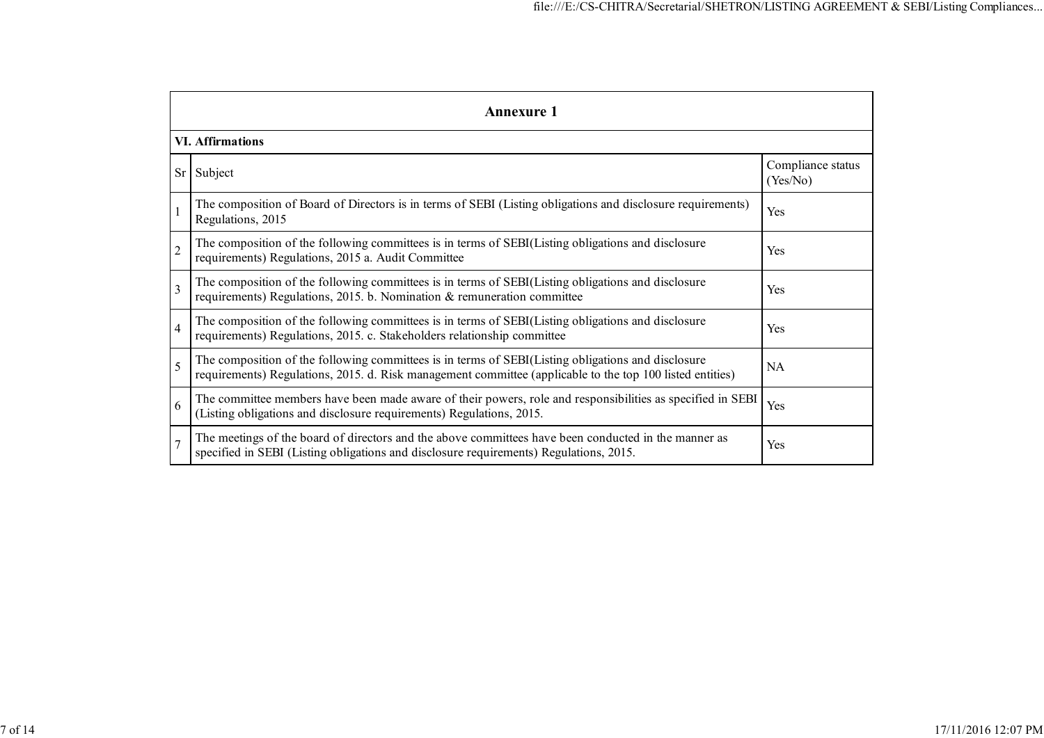## Annexure 1

### VI. Affirmations

| Sr | Subject | Compliance status (Yes/No) |
|---|---|---|
| 1 | The composition of Board of Directors is in terms of SEBI (Listing obligations and disclosure requirements) Regulations, 2015 | Yes |
| 2 | The composition of the following committees is in terms of SEBI(Listing obligations and disclosure requirements) Regulations, 2015 a. Audit Committee | Yes |
| 3 | The composition of the following committees is in terms of SEBI(Listing obligations and disclosure requirements) Regulations, 2015. b. Nomination & remuneration committee | Yes |
| 4 | The composition of the following committees is in terms of SEBI(Listing obligations and disclosure requirements) Regulations, 2015. c. Stakeholders relationship committee | Yes |
| 5 | The composition of the following committees is in terms of SEBI(Listing obligations and disclosure requirements) Regulations, 2015. d. Risk management committee (applicable to the top 100 listed entities) | NA |
| 6 | The committee members have been made aware of their powers, role and responsibilities as specified in SEBI (Listing obligations and disclosure requirements) Regulations, 2015. | Yes |
| 7 | The meetings of the board of directors and the above committees have been conducted in the manner as specified in SEBI (Listing obligations and disclosure requirements) Regulations, 2015. | Yes |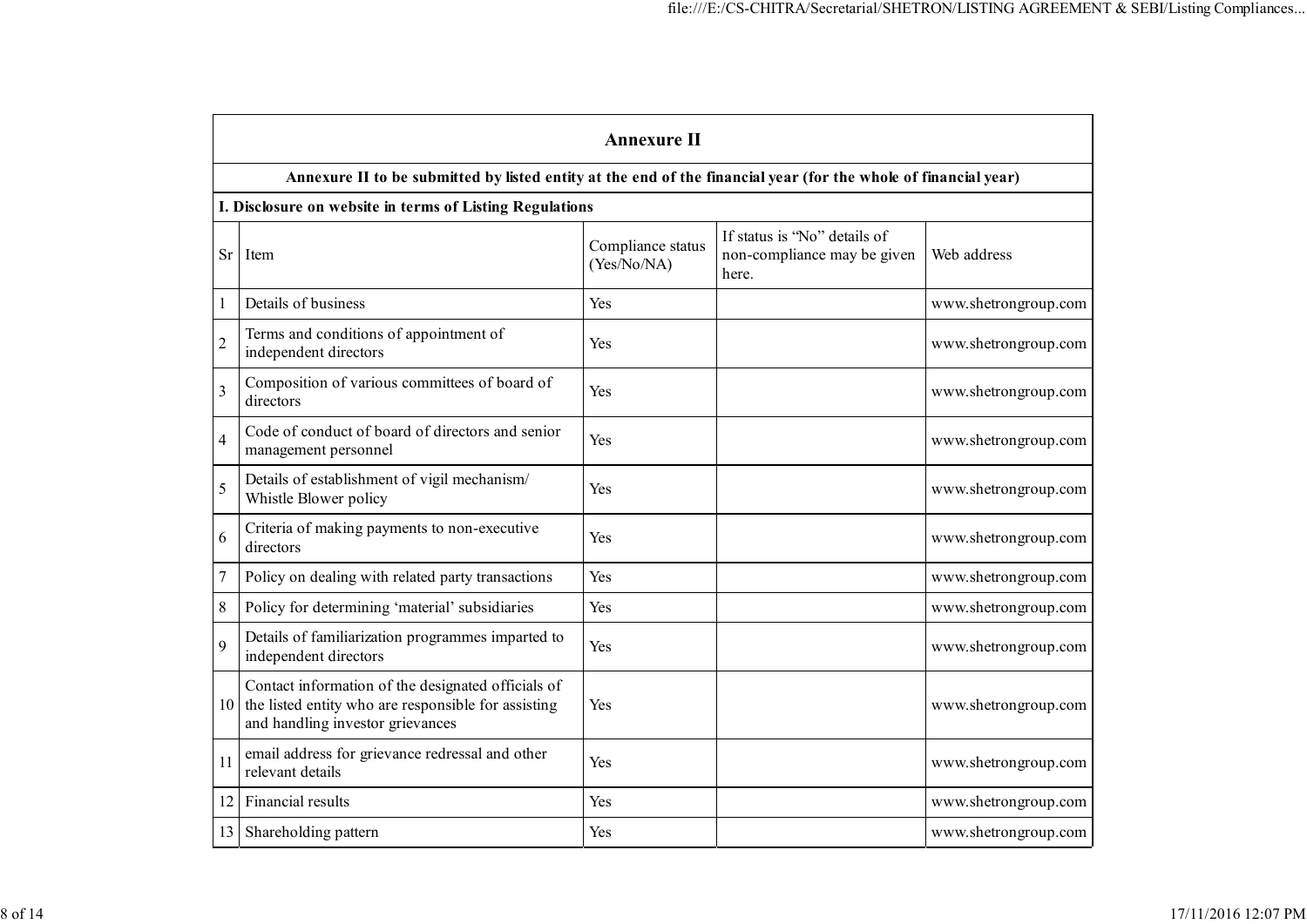## Annexure II

**Annexure II to be submitted by listed entity at the end of the financial year (for the whole of financial year)**

**I. Disclosure on website in terms of Listing Regulations**

| Sr | Item | Compliance status (Yes/No/NA) | If status is "No" details of non-compliance may be given here. | Web address |
|---|---|---|---|---|
| 1 | Details of business | Yes | | www.shetrongroup.com |
| 2 | Terms and conditions of appointment of independent directors | Yes | | www.shetrongroup.com |
| 3 | Composition of various committees of board of directors | Yes | | www.shetrongroup.com |
| 4 | Code of conduct of board of directors and senior management personnel | Yes | | www.shetrongroup.com |
| 5 | Details of establishment of vigil mechanism/ Whistle Blower policy | Yes | | www.shetrongroup.com |
| 6 | Criteria of making payments to non-executive directors | Yes | | www.shetrongroup.com |
| 7 | Policy on dealing with related party transactions | Yes | | www.shetrongroup.com |
| 8 | Policy for determining 'material' subsidiaries | Yes | | www.shetrongroup.com |
| 9 | Details of familiarization programmes imparted to independent directors | Yes | | www.shetrongroup.com |
| 10 | Contact information of the designated officials of the listed entity who are responsible for assisting and handling investor grievances | Yes | | www.shetrongroup.com |
| 11 | email address for grievance redressal and other relevant details | Yes | | www.shetrongroup.com |
| 12 | Financial results | Yes | | www.shetrongroup.com |
| 13 | Shareholding pattern | Yes | | www.shetrongroup.com |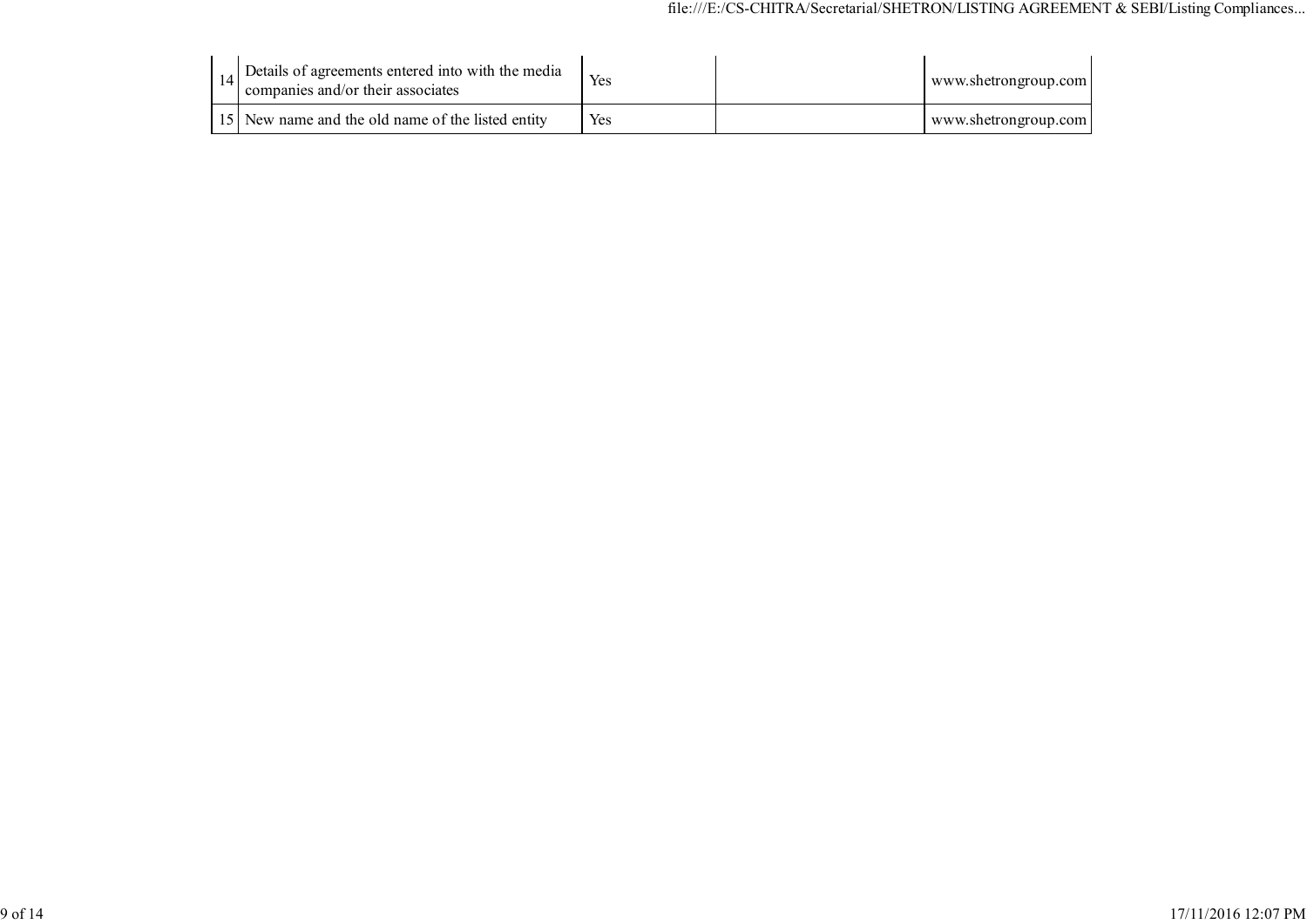| | | | | |
|---|---|---|---|---|
| 14 | Details of agreements entered into with the media companies and/or their associates | Yes | | www.shetrongroup.com |
| 15 | New name and the old name of the listed entity | Yes | | www.shetrongroup.com |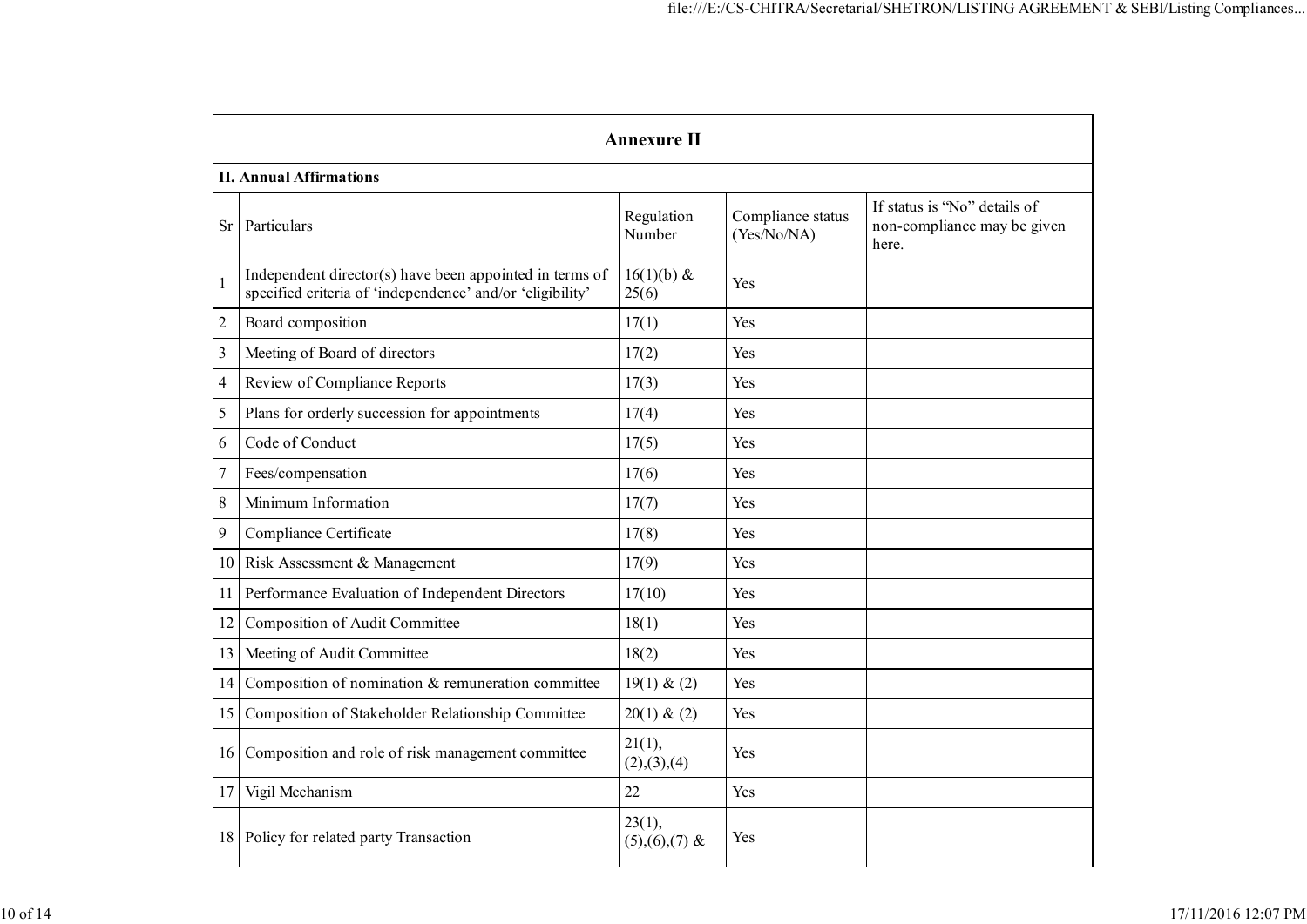## Annexure II

### II. Annual Affirmations

| Sr | Particulars | Regulation Number | Compliance status (Yes/No/NA) | If status is "No" details of non-compliance may be given here. |
|---|---|---|---|---|
| 1 | Independent director(s) have been appointed in terms of specified criteria of 'independence' and/or 'eligibility' | 16(1)(b) & 25(6) | Yes | |
| 2 | Board composition | 17(1) | Yes | |
| 3 | Meeting of Board of directors | 17(2) | Yes | |
| 4 | Review of Compliance Reports | 17(3) | Yes | |
| 5 | Plans for orderly succession for appointments | 17(4) | Yes | |
| 6 | Code of Conduct | 17(5) | Yes | |
| 7 | Fees/compensation | 17(6) | Yes | |
| 8 | Minimum Information | 17(7) | Yes | |
| 9 | Compliance Certificate | 17(8) | Yes | |
| 10 | Risk Assessment & Management | 17(9) | Yes | |
| 11 | Performance Evaluation of Independent Directors | 17(10) | Yes | |
| 12 | Composition of Audit Committee | 18(1) | Yes | |
| 13 | Meeting of Audit Committee | 18(2) | Yes | |
| 14 | Composition of nomination & remuneration committee | 19(1) & (2) | Yes | |
| 15 | Composition of Stakeholder Relationship Committee | 20(1) & (2) | Yes | |
| 16 | Composition and role of risk management committee | 21(1), (2),(3),(4) | Yes | |
| 17 | Vigil Mechanism | 22 | Yes | |
| 18 | Policy for related party Transaction | 23(1), (5),(6),(7) & | Yes | |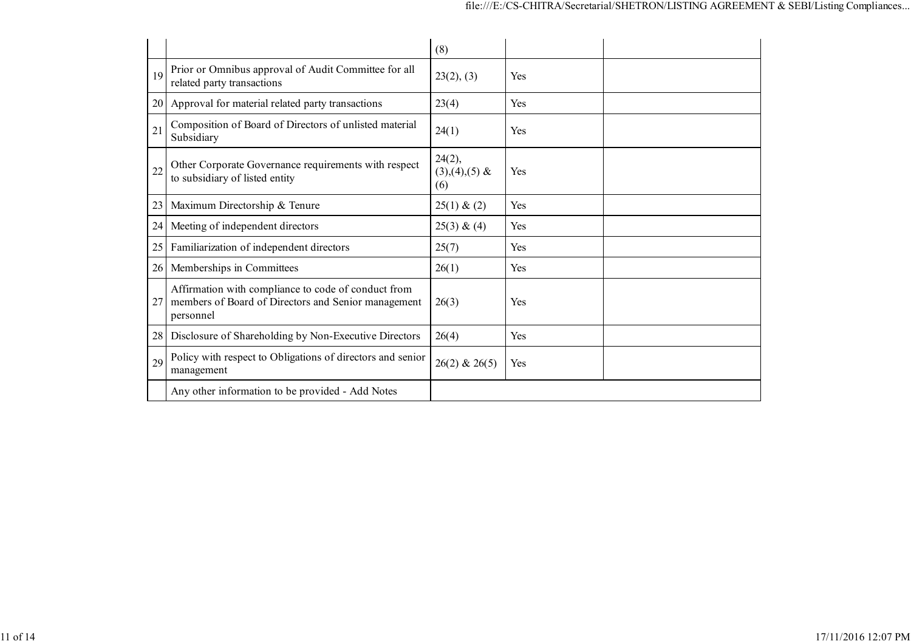| | | | | |
|---|---|---|---|---|
| | | (8) | | |
| 19 | Prior or Omnibus approval of Audit Committee for all related party transactions | 23(2), (3) | Yes | |
| 20 | Approval for material related party transactions | 23(4) | Yes | |
| 21 | Composition of Board of Directors of unlisted material Subsidiary | 24(1) | Yes | |
| 22 | Other Corporate Governance requirements with respect to subsidiary of listed entity | 24(2), (3),(4),(5) & (6) | Yes | |
| 23 | Maximum Directorship & Tenure | 25(1) & (2) | Yes | |
| 24 | Meeting of independent directors | 25(3) & (4) | Yes | |
| 25 | Familiarization of independent directors | 25(7) | Yes | |
| 26 | Memberships in Committees | 26(1) | Yes | |
| 27 | Affirmation with compliance to code of conduct from members of Board of Directors and Senior management personnel | 26(3) | Yes | |
| 28 | Disclosure of Shareholding by Non-Executive Directors | 26(4) | Yes | |
| 29 | Policy with respect to Obligations of directors and senior management | 26(2) & 26(5) | Yes | |
| | Any other information to be provided - Add Notes | | | |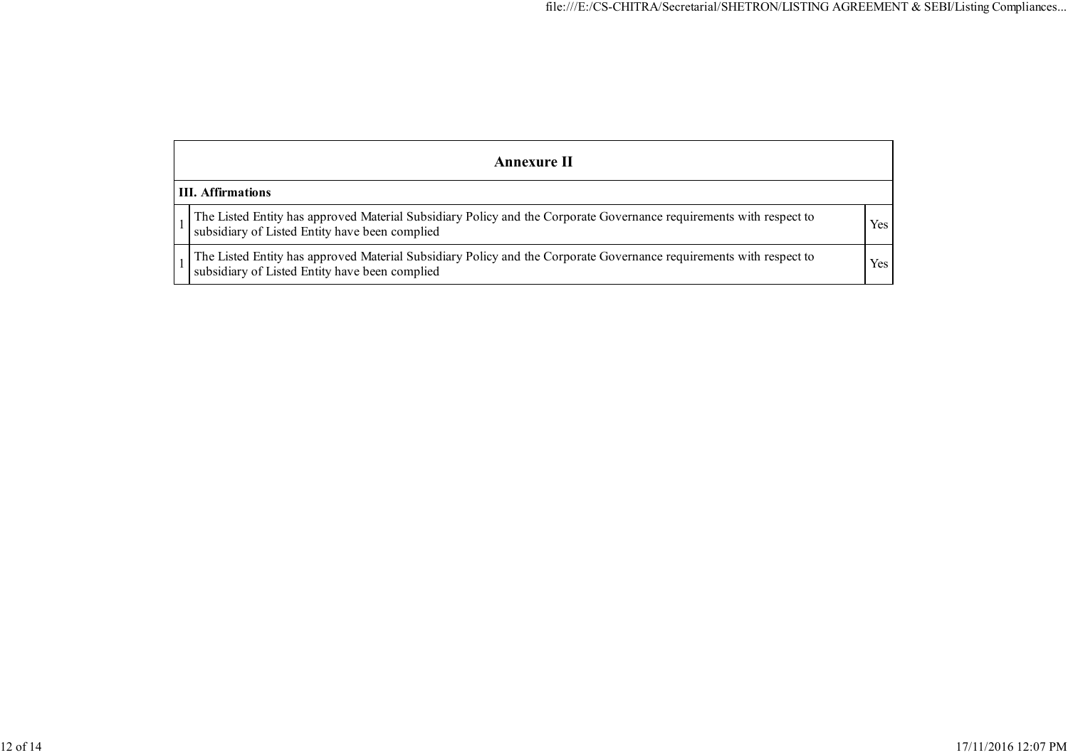| Annexure II | | |
|---|---|---|
| **III. Affirmations** | | |
| 1 | The Listed Entity has approved Material Subsidiary Policy and the Corporate Governance requirements with respect to subsidiary of Listed Entity have been complied | Yes |
| 1 | The Listed Entity has approved Material Subsidiary Policy and the Corporate Governance requirements with respect to subsidiary of Listed Entity have been complied | Yes |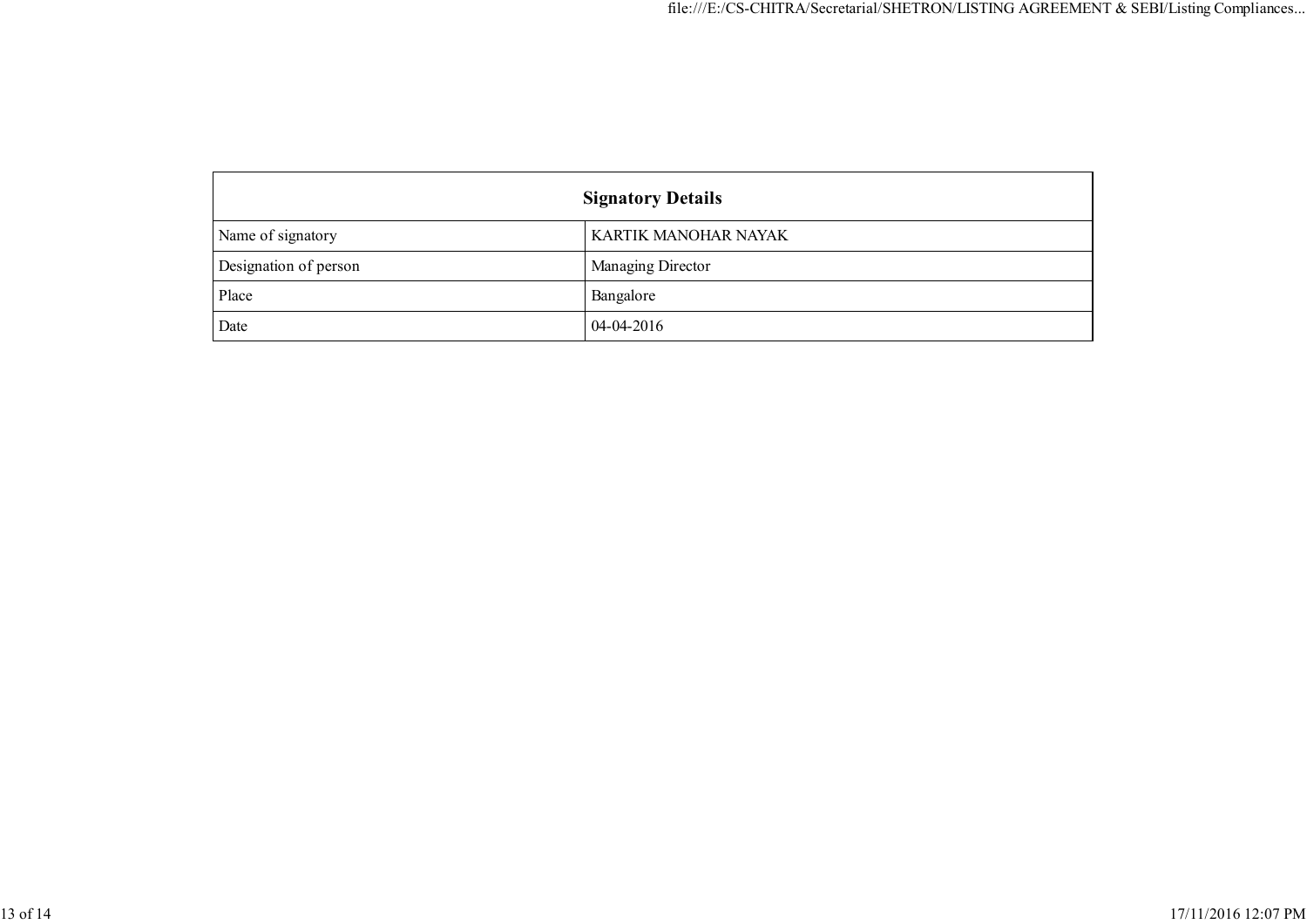| Signatory Details | |
|---|---|
| Name of signatory | KARTIK MANOHAR NAYAK |
| Designation of person | Managing Director |
| Place | Bangalore |
| Date | 04-04-2016 |